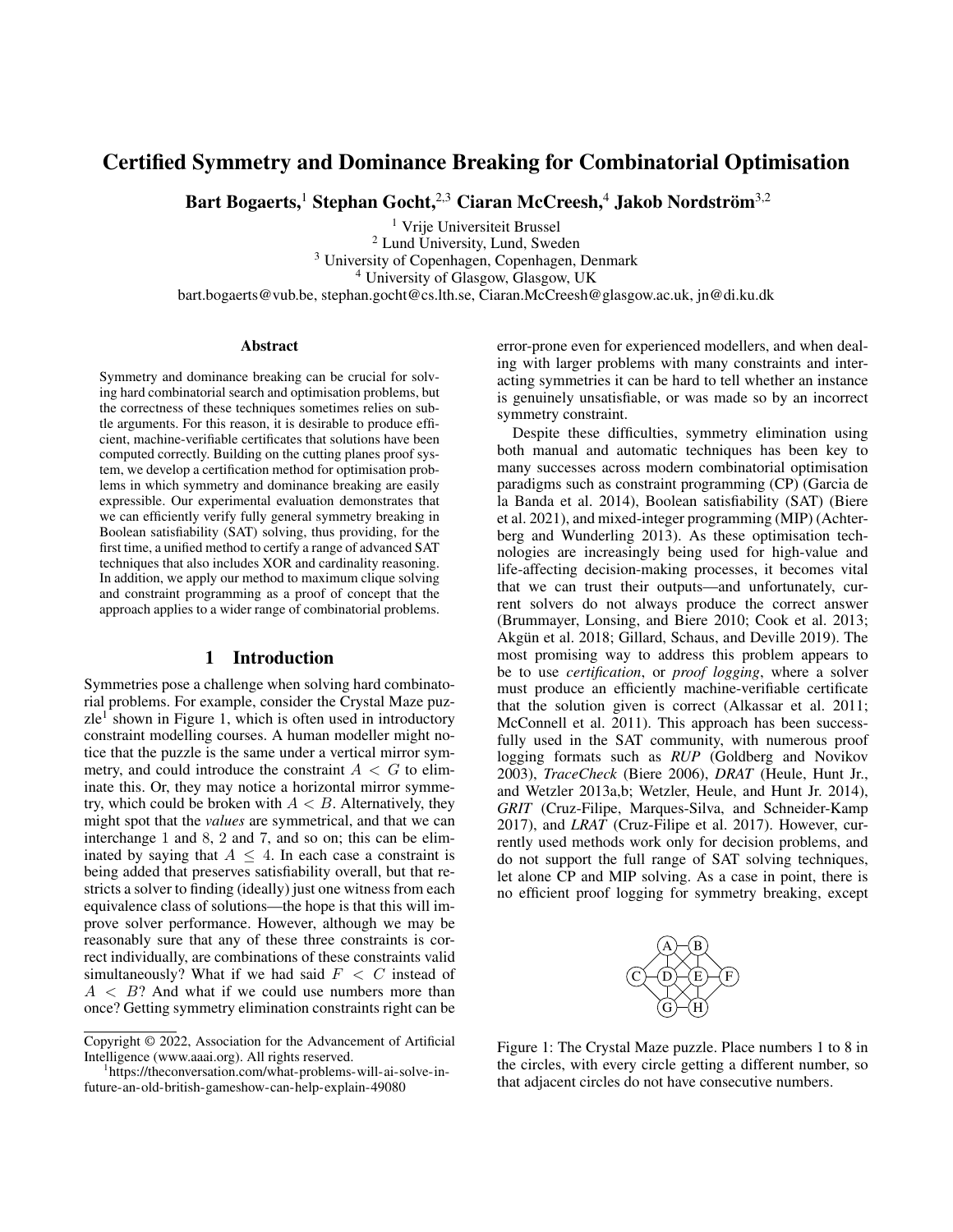# Certified Symmetry and Dominance Breaking for Combinatorial Optimisation

**Bart Bogaerts,[1] Stephan Gocht,[2,3] Ciaran McCreesh,[4] Jakob Nordström[3,2]**

[1] Vrije Universiteit Brussel
[2] Lund University, Lund, Sweden
[3] University of Copenhagen, Copenhagen, Denmark
[4] University of Glasgow, Glasgow, UK
bart.bogaerts@vub.be, stephan.gocht@cs.lth.se, Ciaran.McCreesh@glasgow.ac.uk, jn@di.ku.dk

## Abstract

Symmetry and dominance breaking can be crucial for solving hard combinatorial search and optimisation problems, but the correctness of these techniques sometimes relies on subtle arguments. For this reason, it is desirable to produce efficient, machine-verifiable certificates that solutions have been computed correctly. Building on the cutting planes proof system, we develop a certification method for optimisation problems in which symmetry and dominance breaking are easily expressible. Our experimental evaluation demonstrates that we can efficiently verify fully general symmetry breaking in Boolean satisfiability (SAT) solving, thus providing, for the first time, a unified method to certify a range of advanced SAT techniques that also includes XOR and cardinality reasoning. In addition, we apply our method to maximum clique solving and constraint programming as a proof of concept that the approach applies to a wider range of combinatorial problems.

## 1 Introduction

Symmetries pose a challenge when solving hard combinatorial problems. For example, consider the Crystal Maze puzzle[1] shown in Figure 1, which is often used in introductory constraint modelling courses. A human modeller might notice that the puzzle is the same under a vertical mirror symmetry, and could introduce the constraint $A < G$ to eliminate this. Or, they may notice a horizontal mirror symmetry, which could be broken with $A < B$. Alternatively, they might spot that the *values* are symmetrical, and that we can interchange 1 and 8, 2 and 7, and so on; this can be eliminated by saying that $A \leq 4$. In each case a constraint is being added that preserves satisfiability overall, but that restricts a solver to finding (ideally) just one witness from each equivalence class of solutions—the hope is that this will improve solver performance. However, although we may be reasonably sure that any of these three constraints are correct individually, are combinations of these constraints valid simultaneously? What if we had said $F < C$ instead of $A < B$? And what if we could use numbers more than once? Getting symmetry elimination constraints right can be error-prone even for experienced modellers, and when dealing with larger problems with many constraints and interacting symmetries it can be hard to tell whether an instance is genuinely unsatisfiable, or was made so by an incorrect symmetry constraint.

Despite these difficulties, symmetry elimination using both manual and automatic techniques has been key to many successes across modern combinatorial optimisation paradigms such as constraint programming (CP) (Garcia de la Banda et al. 2014), Boolean satisfiability (SAT) (Biere et al. 2021), and mixed-integer programming (MIP) (Achterberg and Wunderling 2013). As these optimisation technologies are increasingly being used for high-value and life-affecting decision-making processes, it becomes vital that we can trust their outputs—and unfortunately, current solvers do not always produce the correct answer (Brummayer, Lonsing, and Biere 2010; Cook et al. 2013; Akgün et al. 2018; Gillard, Schaus, and Deville 2019). The most promising way to address this problem appears to be to use *certification*, or *proof logging*, where a solver must produce an efficiently machine-verifiable certificate that the solution given is correct (Alkassar et al. 2011; McConnell et al. 2011). This approach has been successfully used in the SAT community, with numerous proof logging formats such as *RUP* (Goldberg and Novikov 2003), *TraceCheck* (Biere 2006), *DRAT* (Heule, Hunt Jr., and Wetzler 2013a,b; Wetzler, Heule, and Hunt Jr. 2014), *GRIT* (Cruz-Filipe, Marques-Silva, and Schneider-Kamp 2017), and *LRAT* (Cruz-Filipe et al. 2017). However, currently used methods work only for decision problems, and do not support the full range of SAT solving techniques, let alone CP and MIP solving. As a case in point, there is no efficient proof logging for symmetry breaking, except

Figure 1: The Crystal Maze puzzle. Place numbers 1 to 8 in the circles, with every circle getting a different number, so that adjacent circles do not have consecutive numbers.

---

Copyright © 2022, Association for the Advancement of Artificial Intelligence (www.aaai.org). All rights reserved.

[1] https://theconversation.com/what-problems-will-ai-solve-in-future-an-old-british-gameshow-can-help-explain-49080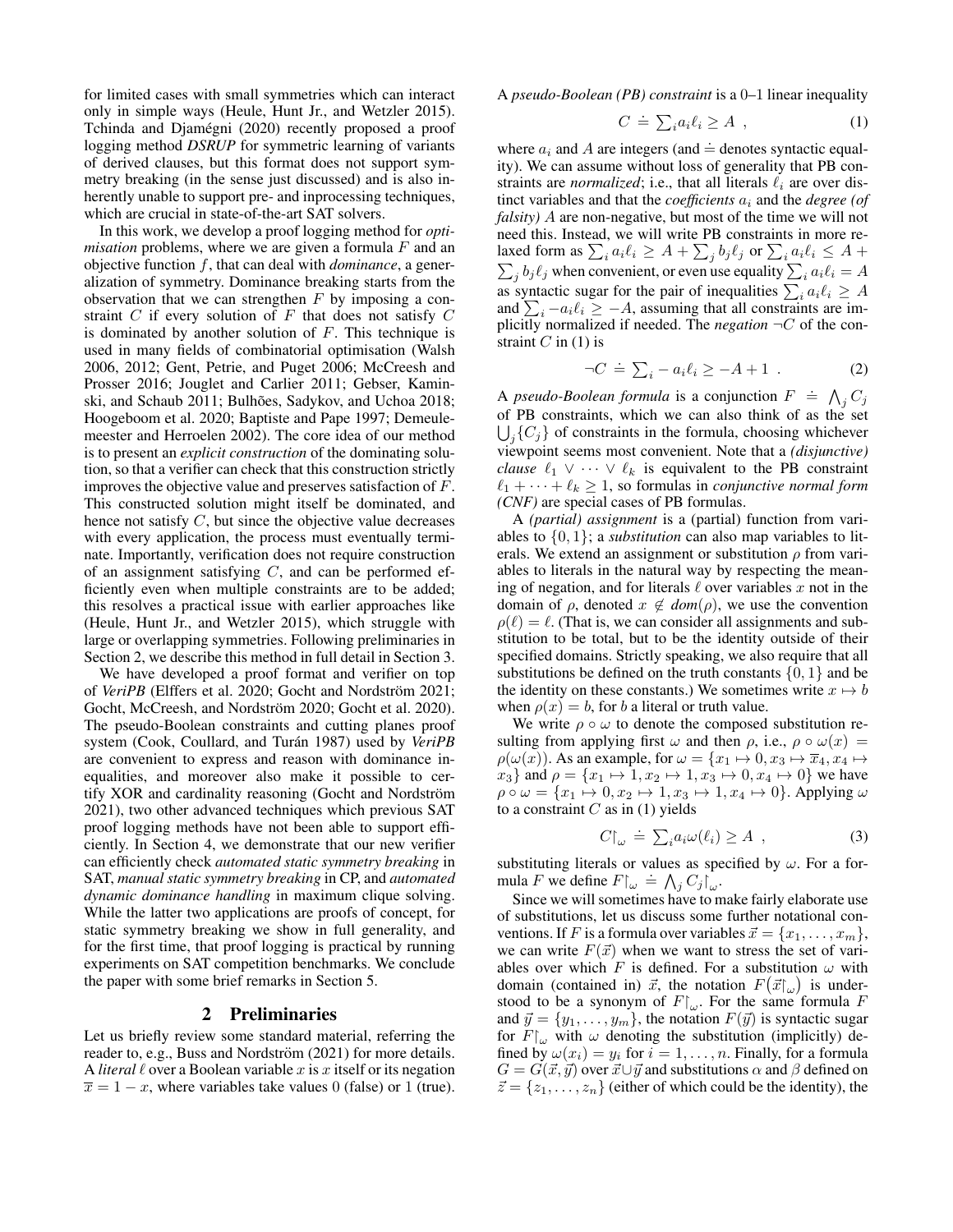for limited cases with small symmetries which can interact only in simple ways (Heule, Hunt Jr., and Wetzler 2015). Tchinda and Djamégni (2020) recently proposed a proof logging method *DSRUP* for symmetric learning of variants of derived clauses, but this format does not support symmetry breaking (in the sense just discussed) and is also inherently unable to support pre- and inprocessing techniques, which are crucial in state-of-the-art SAT solvers.

In this work, we develop a proof logging method for *optimisation* problems, where we are given a formula $F$ and an objective function $f$, that can deal with *dominance*, a generalization of symmetry. Dominance breaking starts from the observation that we can strengthen $F$ by imposing a constraint $C$ if every solution of $F$ that does not satisfy $C$ is dominated by another solution of $F$. This technique is used in many fields of combinatorial optimisation (Walsh 2006, 2012; Gent, Petrie, and Puget 2006; McCreesh and Prosser 2016; Jouglet and Carlier 2011; Gebser, Kaminski, and Schaub 2011; Bulhões, Sadykov, and Uchoa 2018; Hoogeboom et al. 2020; Baptiste and Pape 1997; Demeulemeester and Herroelen 2002). The core idea of our method is to present an *explicit construction* of the dominating solution, so that a verifier can check that this construction strictly improves the objective value and preserves satisfaction of $F$. This constructed solution might itself be dominated, and hence not satisfy $C$, but since the objective value decreases with every application, the process must eventually terminate. Importantly, verification does not require construction of an assignment satisfying $C$, and can be performed efficiently even when multiple constraints are to be added; this resolves a practical issue with earlier approaches like (Heule, Hunt Jr., and Wetzler 2015), which struggle with large or overlapping symmetries. Following preliminaries in Section 2, we describe this method in full detail in Section 3.

We have developed a proof format and verifier on top of *VeriPB* (Elffers et al. 2020; Gocht and Nordström 2021; Gocht, McCreesh, and Nordström 2020; Gocht et al. 2020). The pseudo-Boolean constraints and cutting planes proof system (Cook, Coullard, and Turán 1987) used by *VeriPB* are convenient to express and reason with dominance inequalities, and moreover also make it possible to certify XOR and cardinality reasoning (Gocht and Nordström 2021), two other advanced techniques which previous SAT proof logging methods have not been able to support efficiently. In Section 4, we demonstrate that our new verifier can efficiently check *automated static symmetry breaking* in SAT, *manual static symmetry breaking* in CP, and *automated dynamic dominance handling* in maximum clique solving. While the latter two applications are proofs of concept, for static symmetry breaking we show in full generality, and for the first time, that proof logging is practical by running experiments on SAT competition benchmarks. We conclude the paper with some brief remarks in Section 5.

## 2 Preliminaries

Let us briefly review some standard material, referring the reader to, e.g., Buss and Nordström (2021) for more details. A *literal* $\ell$ over a Boolean variable $x$ is $x$ itself or its negation $\overline{x} = 1 - x$, where variables take values 0 (false) or 1 (true).

A *pseudo-Boolean (PB) constraint* is a 0–1 linear inequality

$$C \doteq \textstyle\sum_i a_i \ell_i \geq A \ , \tag{1}$$

where $a_i$ and $A$ are integers (and $\doteq$ denotes syntactic equality). We can assume without loss of generality that PB constraints are *normalized*; i.e., that all literals $\ell_i$ are over distinct variables and that the *coefficients* $a_i$ and the *degree (of falsity)* $A$ are non-negative, but most of the time we will not need this. Instead, we will write PB constraints in more relaxed form as $\sum_i a_i \ell_i \geq A + \sum_j b_j \ell_j$ or $\sum_i a_i \ell_i \leq A + \sum_j b_j \ell_j$ when convenient, or even use equality $\sum_i a_i \ell_i = A$ as syntactic sugar for the pair of inequalities $\sum_i a_i \ell_i \geq A$ and $\sum_i -a_i \ell_i \geq -A$, assuming that all constraints are implicitly normalized if needed. The *negation* $\neg C$ of the constraint $C$ in (1) is

$$\neg C \doteq \textstyle\sum_i -a_i \ell_i \geq -A + 1 \ . \tag{2}$$

A *pseudo-Boolean formula* is a conjunction $F \doteq \bigwedge_j C_j$ of PB constraints, which we can also think of as the set $\bigcup_j \{C_j\}$ of constraints in the formula, choosing whichever viewpoint seems most convenient. Note that a *(disjunctive) clause* $\ell_1 \vee \cdots \vee \ell_k$ is equivalent to the PB constraint $\ell_1 + \cdots + \ell_k \geq 1$, so formulas in *conjunctive normal form (CNF)* are special cases of PB formulas.

A *(partial) assignment* is a (partial) function from variables to $\{0, 1\}$; a *substitution* can also map variables to literals. We extend an assignment or substitution $\rho$ from variables to literals in the natural way by respecting the meaning of negation, and for literals $\ell$ over variables $x$ not in the domain of $\rho$, denoted $x \notin \mathit{dom}(\rho)$, we use the convention $\rho(\ell) = \ell$. (That is, we can consider all assignments and substitution to be total, but to be the identity outside of their specified domains. Strictly speaking, we also require that all substitutions be defined on the truth constants $\{0, 1\}$ and be the identity on these constants.) We sometimes write $x \mapsto b$ when $\rho(x) = b$, for $b$ a literal or truth value.

We write $\rho \circ \omega$ to denote the composed substitution resulting from applying first $\omega$ and then $\rho$, i.e., $\rho \circ \omega(x) = \rho(\omega(x))$. As an example, for $\omega = \{x_1 \mapsto 0, x_3 \mapsto \overline{x}_4, x_4 \mapsto x_3\}$ and $\rho = \{x_1 \mapsto 1, x_2 \mapsto 1, x_3 \mapsto 0, x_4 \mapsto 0\}$ we have $\rho \circ \omega = \{x_1 \mapsto 0, x_2 \mapsto 1, x_3 \mapsto 1, x_4 \mapsto 0\}$. Applying $\omega$ to a constraint $C$ as in (1) yields

$$C{\restriction_\omega} \doteq \textstyle\sum_i a_i \omega(\ell_i) \geq A \ , \tag{3}$$

substituting literals or values as specified by $\omega$. For a formula $F$ we define $F{\restriction_\omega} \doteq \bigwedge_j C_j{\restriction_\omega}$.

Since we will sometimes have to make fairly elaborate use of substitutions, let us discuss some further notational conventions. If $F$ is a formula over variables $\vec{x} = \{x_1, \ldots, x_m\}$, we can write $F(\vec{x})$ when we want to stress the set of variables over which $F$ is defined. For a substitution $\omega$ with domain (contained in) $\vec{x}$, the notation $F(\vec{x}{\restriction_\omega})$ is understood to be a synonym of $F{\restriction_\omega}$. For the same formula $F$ and $\vec{y} = \{y_1, \ldots, y_m\}$, the notation $F(\vec{y})$ is syntactic sugar for $F{\restriction_\omega}$ with $\omega$ denoting the substitution (implicitly) defined by $\omega(x_i) = y_i$ for $i = 1, \ldots, n$. Finally, for a formula $G = G(\vec{x}, \vec{y})$ over $\vec{x} \cup \vec{y}$ and substitutions $\alpha$ and $\beta$ defined on $\vec{z} = \{z_1, \ldots, z_n\}$ (either of which could be the identity), the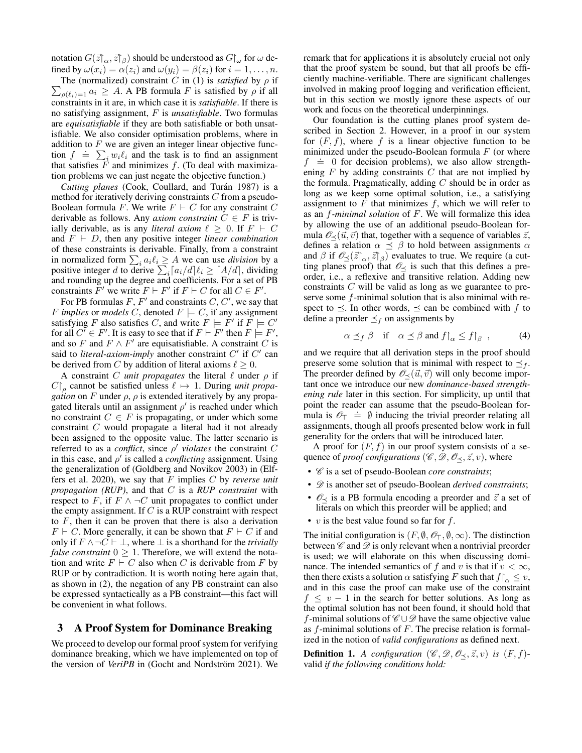notation $G(\vec{z}{\restriction_\alpha}, \vec{z}{\restriction_\beta})$ should be understood as $G{\restriction_\omega}$ for $\omega$ defined by $\omega(x_i) = \alpha(z_i)$ and $\omega(y_i) = \beta(z_i)$ for $i = 1, \ldots, n$.

The (normalized) constraint $C$ in (1) is *satisfied* by $\rho$ if $\sum_{\rho(\ell_i)=1} a_i \geq A$. A PB formula $F$ is satisfied by $\rho$ if all constraints in it are, in which case it is *satisfiable*. If there is no satisfying assignment, $F$ is *unsatisfiable*. Two formulas are *equisatisfiable* if they are both satisfiable or both unsatisfiable. We also consider optimisation problems, where in addition to $F$ we are given an integer linear objective function $f \doteq \sum_i w_i \ell_i$ and the task is to find an assignment that satisfies $F$ and minimizes $f$. (To deal with maximization problems we can just negate the objective function.)

*Cutting planes* (Cook, Coullard, and Turán 1987) is a method for iteratively deriving constraints $C$ from a pseudo-Boolean formula $F$. We write $F \vdash C$ for any constraint $C$ derivable as follows. Any *axiom constraint* $C \in F$ is trivially derivable, as is any *literal axiom* $\ell \geq 0$. If $F \vdash C$ and $F \vdash D$, then any positive integer *linear combination* of these constraints is derivable. Finally, from a constraint in normalized form $\sum_i a_i \ell_i \geq A$ we can use *division* by a positive integer $d$ to derive $\sum_i \lceil a_i/d \rceil \ell_i \geq \lceil A/d \rceil$, dividing and rounding up the degree and coefficients. For a set of PB constraints $F'$ we write $F \vdash F'$ if $F \vdash C$ for all $C \in F'$.

For PB formulas $F$, $F'$ and constraints $C$, $C'$, we say that $F$ *implies* or *models* $C$, denoted $F \models C$, if any assignment satisfying $F$ also satisfies $C$, and write $F \models F'$ if $F \models C'$ for all $C' \in F'$. It is easy to see that if $F \vdash F'$ then $F \models F'$, and so $F$ and $F \wedge F'$ are equisatisfiable. A constraint $C$ is said to *literal-axiom-imply* another constraint $C'$ if $C'$ can be derived from $C$ by addition of literal axioms $\ell \geq 0$.

A constraint $C$ *unit propagates* the literal $\ell$ under $\rho$ if $C{\restriction_\rho}$ cannot be satisfied unless $\ell \mapsto 1$. During *unit propagation* on $F$ under $\rho$, $\rho$ is extended iteratively by any propagated literals until an assignment $\rho'$ is reached under which no constraint $C \in F$ is propagating, or under which some constraint $C$ would propagate a literal had it not already been assigned to the opposite value. The latter scenario is referred to as a *conflict*, since $\rho'$ *violates* the constraint $C$ in this case, and $\rho'$ is called a *conflicting* assignment. Using the generalization of (Goldberg and Novikov 2003) in (Elffers et al. 2020), we say that $F$ implies $C$ by *reverse unit propagation (RUP)*, and that $C$ is a *RUP constraint* with respect to $F$, if $F \wedge \neg C$ unit propagates to conflict under the empty assignment. If $C$ is a RUP constraint with respect to $F$, then it can be proven that there is also a derivation $F \vdash C$. More generally, it can be shown that $F \vdash C$ if and only if $F \wedge \neg C \vdash \bot$, where $\bot$ is a shorthand for the *trivially false constraint* $0 \geq 1$. Therefore, we will extend the notation and write $F \vdash C$ also when $C$ is derivable from $F$ by RUP or by contradiction. It is worth noting here again that, as shown in (2), the negation of any PB constraint can also be expressed syntactically as a PB constraint—this fact will be convenient in what follows.

## 3 A Proof System for Dominance Breaking

We proceed to develop our formal proof system for verifying dominance breaking, which we have implemented on top of the version of *VeriPB* in (Gocht and Nordström 2021). We remark that for applications it is absolutely crucial not only that the proof system be sound, but that all proofs be efficiently machine-verifiable. There are significant challenges involved in making proof logging and verification efficient, but in this section we mostly ignore these aspects of our work and focus on the theoretical underpinnings.

Our foundation is the cutting planes proof system described in Section 2. However, in a proof in our system for $(F, f)$, where $f$ is a linear objective function to be minimized under the pseudo-Boolean formula $F$ (or where $f \doteq 0$ for decision problems), we also allow strengthening $F$ by adding constraints $C$ that are not implied by the formula. Pragmatically, adding $C$ should be in order as long as we keep some optimal solution, i.e., a satisfying assignment to $F$ that minimizes $f$, which we will refer to as an $f$*-minimal solution* of $F$. We will formalize this idea by allowing the use of an additional pseudo-Boolean formula $\mathscr{O}_\preceq(\vec{u}, \vec{v})$ that, together with a sequence of variables $\vec{z}$, defines a relation $\alpha \preceq \beta$ to hold between assignments $\alpha$ and $\beta$ if $\mathscr{O}_\preceq(\vec{z}{\restriction_\alpha}, \vec{z}{\restriction_\beta})$ evaluates to true. We require (a cutting planes proof) that $\mathscr{O}_\preceq$ is such that this defines a preorder, i.e., a reflexive and transitive relation. Adding new constraints $C$ will be valid as long as we guarantee to preserve some $f$-minimal solution that is also minimal with respect to $\preceq$. In other words, $\preceq$ can be combined with $f$ to define a preorder $\preceq_f$ on assignments by

$$\alpha \preceq_f \beta \quad \text{if} \quad \alpha \preceq \beta \text{ and } f{\restriction_\alpha} \leq f{\restriction_\beta} \ , \tag{4}$$

and we require that all derivation steps in the proof should preserve some solution that is minimal with respect to $\preceq_f$. The preorder defined by $\mathscr{O}_\preceq(\vec{u}, \vec{v})$ will only become important once we introduce our new *dominance-based strengthening rule* later in this section. For simplicity, up until that point the reader can assume that the pseudo-Boolean formula is $\mathscr{O}_\top \doteq \emptyset$ inducing the trivial preorder relating all assignments, though all proofs presented below work in full generality for the orders that will be introduced later.

A proof for $(F, f)$ in our proof system consists of a sequence of *proof configurations* $(\mathscr{C}, \mathscr{D}, \mathscr{O}_\preceq, \vec{z}, v)$, where

- $\mathscr{C}$ is a set of pseudo-Boolean *core constraints*;
- $\mathscr{D}$ is another set of pseudo-Boolean *derived constraints*;
- $\mathscr{O}_\preceq$ is a PB formula encoding a preorder and $\vec{z}$ a set of literals on which this preorder will be applied; and
- $v$ is the best value found so far for $f$.

The initial configuration is $(F, \emptyset, \mathscr{O}_\top, \emptyset, \infty)$. The distinction between $\mathscr{C}$ and $\mathscr{D}$ is only relevant when a nontrivial preorder is used; we will elaborate on this when discussing dominance. The intended semantics of $f$ and $v$ is that if $v < \infty$, then there exists a solution $\alpha$ satisfying $F$ such that $f{\restriction_\alpha} \leq v$, and in this case the proof can make use of the constraint $f \leq v - 1$ in the search for better solutions. As long as the optimal solution has not been found, it should hold that $f$-minimal solutions of $\mathscr{C} \cup \mathscr{D}$ have the same objective value as $f$-minimal solutions of $F$. The precise relation is formalized in the notion of *valid configurations* as defined next.

**Definition 1.** *A configuration* $(\mathscr{C}, \mathscr{D}, \mathscr{O}_\preceq, \vec{z}, v)$ *is* $(F, f)$-*valid if the following conditions hold:*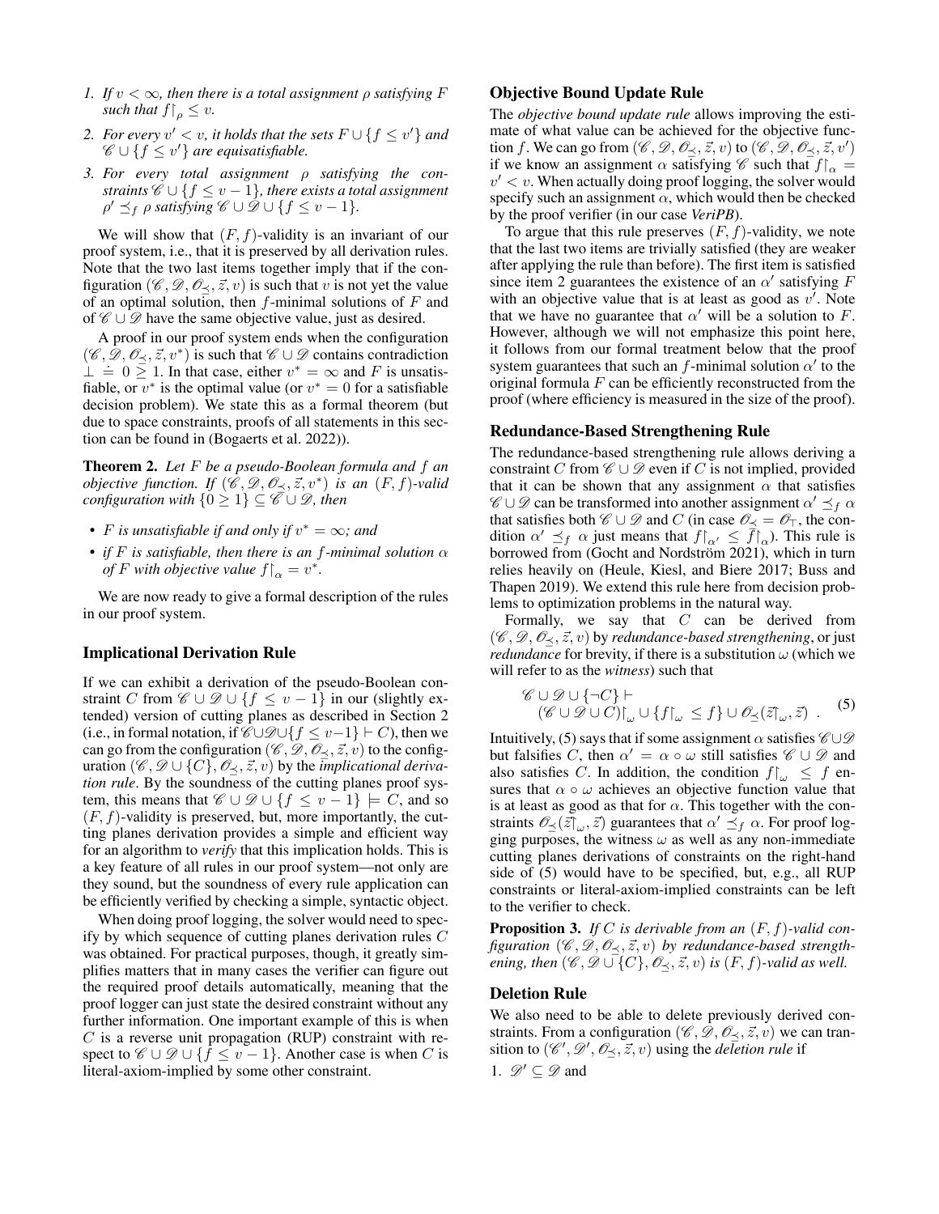1. *If $v < \infty$, then there is a total assignment $\rho$ satisfying $F$ such that $f{\restriction_\rho} \leq v$.*
2. *For every $v' < v$, it holds that the sets $F \cup \{f \leq v'\}$ and $\mathscr{C} \cup \{f \leq v'\}$ are equisatisfiable.*
3. *For every total assignment $\rho$ satisfying the constraints $\mathscr{C} \cup \{f \leq v - 1\}$, there exists a total assignment $\rho' \preceq_f \rho$ satisfying $\mathscr{C} \cup \mathscr{D} \cup \{f \leq v - 1\}$.*

We will show that $(F, f)$-validity is an invariant of our proof system, i.e., that it is preserved by all derivation rules. Note that the two last items together imply that if the configuration $(\mathscr{C}, \mathscr{D}, \mathscr{O}_\preceq, \vec{z}, v)$ is such that $v$ is not yet the value of an optimal solution, then $f$-minimal solutions of $F$ and of $\mathscr{C} \cup \mathscr{D}$ have the same objective value, just as desired.

A proof in our proof system ends when the configuration $(\mathscr{C}, \mathscr{D}, \mathscr{O}_\preceq, \vec{z}, v^*)$ is such that $\mathscr{C} \cup \mathscr{D}$ contains contradiction $\bot \doteq 0 \geq 1$. In that case, either $v^* = \infty$ and $F$ is unsatisfiable, or $v^*$ is the optimal value (or $v^* = 0$ for a satisfiable decision problem). We state this as a formal theorem (but due to space constraints, proofs of all statements in this section can be found in (Bogaerts et al. 2022)).

**Theorem 2.** *Let $F$ be a pseudo-Boolean formula and $f$ an objective function. If $(\mathscr{C}, \mathscr{D}, \mathscr{O}_\preceq, \vec{z}, v^*)$ is an $(F, f)$-valid configuration with $\{0 \geq 1\} \subseteq \mathscr{C} \cup \mathscr{D}$, then*

- *$F$ is unsatisfiable if and only if $v^* = \infty$; and*
- *if $F$ is satisfiable, then there is an $f$-minimal solution $\alpha$ of $F$ with objective value $f{\restriction_\alpha} = v^*$.*

We are now ready to give a formal description of the rules in our proof system.

### Implicational Derivation Rule

If we can exhibit a derivation of the pseudo-Boolean constraint $C$ from $\mathscr{C} \cup \mathscr{D} \cup \{f \leq v - 1\}$ in our (slightly extended) version of cutting planes as described in Section 2 (i.e., in formal notation, if $\mathscr{C} \cup \mathscr{D} \cup \{f \leq v - 1\} \vdash C$), then we can go from the configuration $(\mathscr{C}, \mathscr{D}, \mathscr{O}_\preceq, \vec{z}, v)$ to the configuration $(\mathscr{C}, \mathscr{D} \cup \{C\}, \mathscr{O}_\preceq, \vec{z}, v)$ by the *implicational derivation rule*. By the soundness of the cutting planes proof system, this means that $\mathscr{C} \cup \mathscr{D} \cup \{f \leq v - 1\} \models C$, and so $(F, f)$-validity is preserved, but, more importantly, the cutting planes derivation provides a simple and efficient way for an algorithm to *verify* that this implication holds. This is a key feature of all rules in our proof system—not only are they sound, but the soundness of every rule application can be efficiently verified by checking a simple, syntactic object.

When doing proof logging, the solver would need to specify by which sequence of cutting planes derivation rules $C$ was obtained. For practical purposes, though, it greatly simplifies matters that in many cases the verifier can figure out the required proof details automatically, meaning that the proof logger can just state the desired constraint without any further information. One important example of this is when $C$ is a reverse unit propagation (RUP) constraint with respect to $\mathscr{C} \cup \mathscr{D} \cup \{f \leq v - 1\}$. Another case is when $C$ is literal-axiom-implied by some other constraint.

### Objective Bound Update Rule

The *objective bound update rule* allows improving the estimate of what value can be achieved for the objective function $f$. We can go from $(\mathscr{C}, \mathscr{D}, \mathscr{O}_\preceq, \vec{z}, v)$ to $(\mathscr{C}, \mathscr{D}, \mathscr{O}_\preceq, \vec{z}, v')$ if we know an assignment $\alpha$ satisfying $\mathscr{C}$ such that $f{\restriction_\alpha} = v' < v$. When actually doing proof logging, the solver would specify such an assignment $\alpha$, which would then be checked by the proof verifier (in our case *VeriPB*).

To argue that this rule preserves $(F, f)$-validity, we note that the last two items are trivially satisfied (they are weaker after applying the rule than before). The first item is satisfied since item 2 guarantees the existence of an $\alpha'$ satisfying $F$ with an objective value that is at least as good as $v'$. Note that we have no guarantee that $\alpha'$ will be a solution to $F$. However, although we will not emphasize this point here, it follows from our formal treatment below that the proof system guarantees that such an $f$-minimal solution $\alpha'$ to the original formula $F$ can be efficiently reconstructed from the proof (where efficiency is measured in the size of the proof).

### Redundance-Based Strengthening Rule

The redundance-based strengthening rule allows deriving a constraint $C$ from $\mathscr{C} \cup \mathscr{D}$ even if $C$ is not implied, provided that it can be shown that any assignment $\alpha$ that satisfies $\mathscr{C} \cup \mathscr{D}$ can be transformed into another assignment $\alpha' \preceq_f \alpha$ that satisfies both $\mathscr{C} \cup \mathscr{D}$ and $C$ (in case $\mathscr{O}_\preceq = \mathscr{O}_\top$, the condition $\alpha' \preceq_f \alpha$ just means that $f{\restriction_{\alpha'}} \leq f{\restriction_\alpha}$). This rule is borrowed from (Gocht and Nordström 2021), which in turn relies heavily on (Heule, Kiesl, and Biere 2017; Buss and Thapen 2019). We extend this rule here from decision problems to optimization problems in the natural way.

Formally, we say that $C$ can be derived from $(\mathscr{C}, \mathscr{D}, \mathscr{O}_\preceq, \vec{z}, v)$ by *redundance-based strengthening*, or just *redundance* for brevity, if there is a substitution $\omega$ (which we will refer to as the *witness*) such that

$$\begin{aligned} &\mathscr{C} \cup \mathscr{D} \cup \{\neg C\} \vdash \\ &\quad (\mathscr{C} \cup \mathscr{D} \cup C){\restriction_\omega} \cup \{f{\restriction_\omega} \leq f\} \cup \mathscr{O}_\preceq(\vec{z}{\restriction_\omega}, \vec{z}) \ . \end{aligned} \tag{5}$$

Intuitively, (5) says that if some assignment $\alpha$ satisfies $\mathscr{C} \cup \mathscr{D}$ but falsifies $C$, then $\alpha' = \alpha \circ \omega$ still satisfies $\mathscr{C} \cup \mathscr{D}$ and also satisfies $C$. In addition, the condition $f{\restriction_\omega} \leq f$ ensures that $\alpha \circ \omega$ achieves an objective function value that is at least as good as that for $\alpha$. This together with the constraints $\mathscr{O}_\preceq(\vec{z}{\restriction_\omega}, \vec{z})$ guarantees that $\alpha' \preceq_f \alpha$. For proof logging purposes, the witness $\omega$ as well as any non-immediate cutting planes derivations of constraints on the right-hand side of (5) would have to be specified, but, e.g., all RUP constraints or literal-axiom-implied constraints can be left to the verifier to check.

**Proposition 3.** *If $C$ is derivable from an $(F, f)$-valid configuration $(\mathscr{C}, \mathscr{D}, \mathscr{O}_\preceq, \vec{z}, v)$ by redundance-based strengthening, then $(\mathscr{C}, \mathscr{D} \cup \{C\}, \mathscr{O}_\preceq, \vec{z}, v)$ is $(F, f)$-valid as well.*

### Deletion Rule

We also need to be able to delete previously derived constraints. From a configuration $(\mathscr{C}, \mathscr{D}, \mathscr{O}_\preceq, \vec{z}, v)$ we can transition to $(\mathscr{C}', \mathscr{D}', \mathscr{O}_\preceq, \vec{z}, v)$ using the *deletion rule* if

1. $\mathscr{D}' \subseteq \mathscr{D}$ and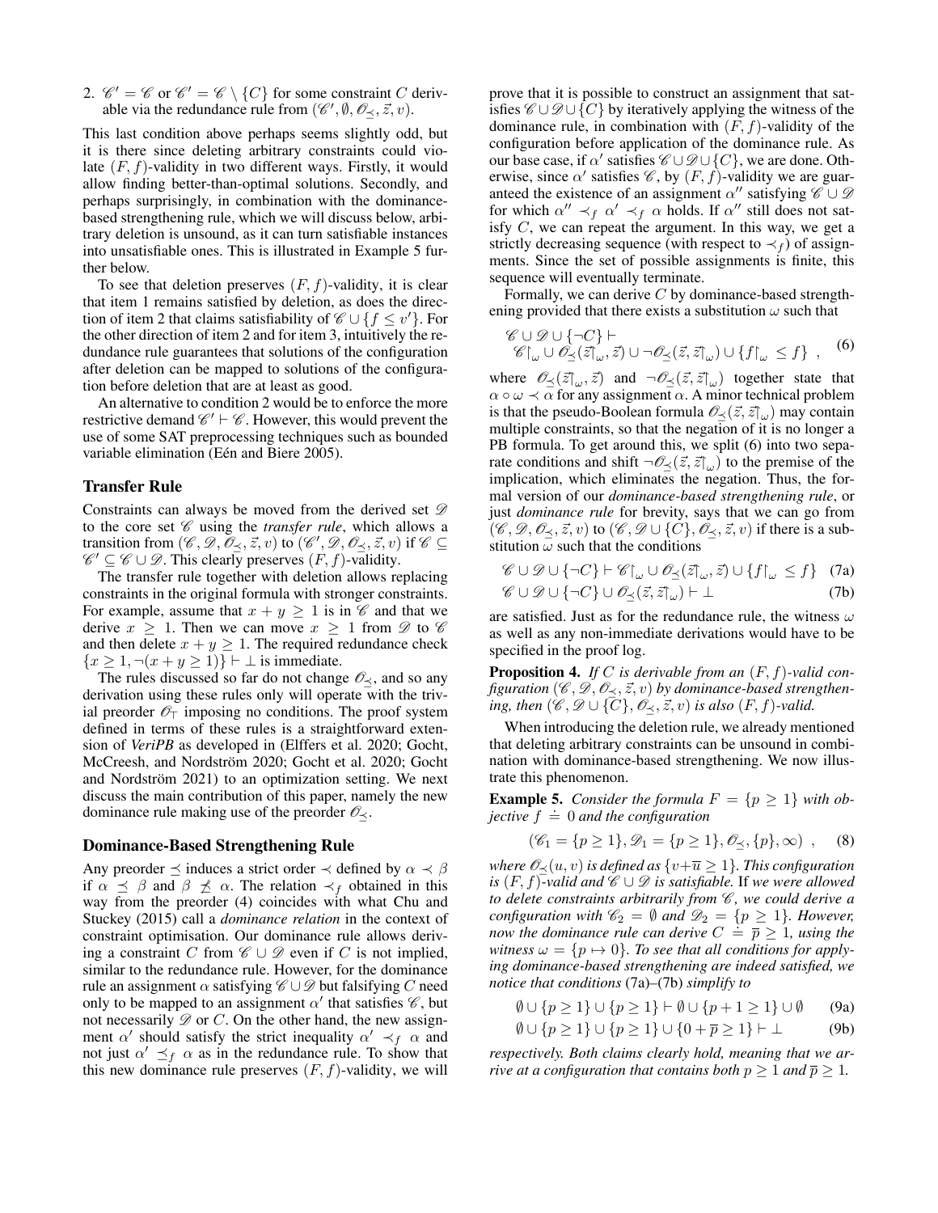2. $\mathscr{C}' = \mathscr{C}$ or $\mathscr{C}' = \mathscr{C} \setminus \{C\}$ for some constraint $C$ derivable via the redundance rule from $(\mathscr{C}', \emptyset, \mathscr{O}_\preceq, \vec{z}, v)$.

This last condition above perhaps seems slightly odd, but it is there since deleting arbitrary constraints could violate $(F, f)$-validity in two different ways. Firstly, it would allow finding better-than-optimal solutions. Secondly, and perhaps surprisingly, in combination with the dominance-based strengthening rule, which we will discuss below, arbitrary deletion is unsound, as it can turn satisfiable instances into unsatisfiable ones. This is illustrated in Example 5 further below.

To see that deletion preserves $(F, f)$-validity, it is clear that item 1 remains satisfied by deletion, as does the direction of item 2 that claims satisfiability of $\mathscr{C} \cup \{f \leq v'\}$. For the other direction of item 2 and for item 3, intuitively the redundance rule guarantees that solutions of the configuration after deletion can be mapped to solutions of the configuration before deletion that are at least as good.

An alternative to condition 2 would be to enforce the more restrictive demand $\mathscr{C}' \vdash \mathscr{C}$. However, this would prevent the use of some SAT preprocessing techniques such as bounded variable elimination (Eén and Biere 2005).

## Transfer Rule

Constraints can always be moved from the derived set $\mathscr{D}$ to the core set $\mathscr{C}$ using the *transfer rule*, which allows a transition from $(\mathscr{C}, \mathscr{D}, \mathscr{O}_\preceq, \vec{z}, v)$ to $(\mathscr{C}', \mathscr{D}, \mathscr{O}_\preceq, \vec{z}, v)$ if $\mathscr{C} \subseteq \mathscr{C}' \subseteq \mathscr{C} \cup \mathscr{D}$. This clearly preserves $(F, f)$-validity.

The transfer rule together with deletion allows replacing constraints in the original formula with stronger constraints. For example, assume that $x + y \geq 1$ is in $\mathscr{C}$ and that we derive $x \geq 1$. Then we can move $x \geq 1$ from $\mathscr{D}$ to $\mathscr{C}$ and then delete $x + y \geq 1$. The required redundance check $\{x \geq 1, \neg(x + y \geq 1)\} \vdash \bot$ is immediate.

The rules discussed so far do not change $\mathscr{O}_\preceq$, and so any derivation using these rules only will operate with the trivial preorder $\mathscr{O}_\top$ imposing no conditions. The proof system defined in terms of these rules is a straightforward extension of *VeriPB* as developed in (Elffers et al. 2020; Gocht, McCreesh, and Nordström 2020; Gocht et al. 2020; Gocht and Nordström 2021) to an optimization setting. We next discuss the main contribution of this paper, namely the new dominance rule making use of the preorder $\mathscr{O}_\preceq$.

## Dominance-Based Strengthening Rule

Any preorder $\preceq$ induces a strict order $\prec$ defined by $\alpha \prec \beta$ if $\alpha \preceq \beta$ and $\beta \not\preceq \alpha$. The relation $\prec_f$ obtained in this way from the preorder (4) coincides with what Chu and Stuckey (2015) call a *dominance relation* in the context of constraint optimisation. Our dominance rule allows deriving a constraint $C$ from $\mathscr{C} \cup \mathscr{D}$ even if $C$ is not implied, similar to the redundance rule. However, for the dominance rule an assignment $\alpha$ satisfying $\mathscr{C} \cup \mathscr{D}$ but falsifying $C$ need only to be mapped to an assignment $\alpha'$ that satisfies $\mathscr{C}$, but not necessarily $\mathscr{D}$ or $C$. On the other hand, the new assignment $\alpha'$ should satisfy the strict inequality $\alpha' \prec_f \alpha$ and not just $\alpha' \preceq_f \alpha$ as in the redundance rule. To show that this new dominance rule preserves $(F, f)$-validity, we will prove that it is possible to construct an assignment that satisfies $\mathscr{C} \cup \mathscr{D} \cup \{C\}$ by iteratively applying the witness of the dominance rule, in combination with $(F, f)$-validity of the configuration before application of the dominance rule. As our base case, if $\alpha'$ satisfies $\mathscr{C} \cup \mathscr{D} \cup \{C\}$, we are done. Otherwise, since $\alpha'$ satisfies $\mathscr{C}$, by $(F, f)$-validity we are guaranteed the existence of an assignment $\alpha''$ satisfying $\mathscr{C} \cup \mathscr{D}$ for which $\alpha'' \prec_f \alpha' \prec_f \alpha$ holds. If $\alpha''$ still does not satisfy $C$, we can repeat the argument. In this way, we get a strictly decreasing sequence (with respect to $\prec_f$) of assignments. Since the set of possible assignments is finite, this sequence will eventually terminate.

Formally, we can derive $C$ by dominance-based strengthening provided that there exists a substitution $\omega$ such that

$$
\begin{aligned}
&\mathscr{C} \cup \mathscr{D} \cup \{\neg C\} \vdash \\
&\quad \mathscr{C}\!\upharpoonright_\omega \cup\, \mathscr{O}_\preceq(\vec{z}\!\upharpoonright_\omega, \vec{z}) \cup \neg\mathscr{O}_\preceq(\vec{z}, \vec{z}\!\upharpoonright_\omega) \cup \{f\!\upharpoonright_\omega\, \leq f\} \ ,
\end{aligned}
\tag{6}
$$

where $\mathscr{O}_\preceq(\vec{z}\!\upharpoonright_\omega, \vec{z})$ and $\neg\mathscr{O}_\preceq(\vec{z}, \vec{z}\!\upharpoonright_\omega)$ together state that $\alpha \circ \omega \prec \alpha$ for any assignment $\alpha$. A minor technical problem is that the pseudo-Boolean formula $\mathscr{O}_\preceq(\vec{z}, \vec{z}\!\upharpoonright_\omega)$ may contain multiple constraints, so that the negation of it is no longer a PB formula. To get around this, we split (6) into two separate conditions and shift $\neg\mathscr{O}_\preceq(\vec{z}, \vec{z}\!\upharpoonright_\omega)$ to the premise of the implication, which eliminates the negation. Thus, the formal version of our *dominance-based strengthening rule*, or just *dominance rule* for brevity, says that we can go from $(\mathscr{C}, \mathscr{D}, \mathscr{O}_\preceq, \vec{z}, v)$ to $(\mathscr{C}, \mathscr{D} \cup \{C\}, \mathscr{O}_\preceq, \vec{z}, v)$ if there is a substitution $\omega$ such that the conditions

$$
\mathscr{C} \cup \mathscr{D} \cup \{\neg C\} \vdash \mathscr{C}\!\upharpoonright_\omega \cup\, \mathscr{O}_\preceq(\vec{z}\!\upharpoonright_\omega, \vec{z}) \cup \{f\!\upharpoonright_\omega\, \leq f\} \tag{7a}
$$

$$
\mathscr{C} \cup \mathscr{D} \cup \{\neg C\} \cup \mathscr{O}_\preceq(\vec{z}, \vec{z}\!\upharpoonright_\omega) \vdash \bot \tag{7b}
$$

are satisfied. Just as for the redundance rule, the witness $\omega$ as well as any non-immediate derivations would have to be specified in the proof log.

**Proposition 4.** *If $C$ is derivable from an $(F, f)$-valid configuration $(\mathscr{C}, \mathscr{D}, \mathscr{O}_\preceq, \vec{z}, v)$ by dominance-based strengthening, then $(\mathscr{C}, \mathscr{D} \cup \{C\}, \mathscr{O}_\preceq, \vec{z}, v)$ is also $(F, f)$-valid.*

When introducing the deletion rule, we already mentioned that deleting arbitrary constraints can be unsound in combination with dominance-based strengthening. We now illustrate this phenomenon.

**Example 5.** *Consider the formula $F = \{p \geq 1\}$ with objective $f \doteq 0$ and the configuration*

$$
(\mathscr{C}_1 = \{p \geq 1\}, \mathscr{D}_1 = \{p \geq 1\}, \mathscr{O}_\preceq, \{p\}, \infty) \ , \tag{8}
$$

*where $\mathscr{O}_\preceq(u, v)$ is defined as $\{v + \overline{u} \geq 1\}$. This configuration is $(F, f)$-valid and $\mathscr{C} \cup \mathscr{D}$ is satisfiable.* If *we were allowed to delete constraints arbitrarily from $\mathscr{C}$, we could derive a configuration with $\mathscr{C}_2 = \emptyset$ and $\mathscr{D}_2 = \{p \geq 1\}$. However, now the dominance rule can derive $C \doteq \overline{p} \geq 1$, using the witness $\omega = \{p \mapsto 0\}$. To see that all conditions for applying dominance-based strengthening are indeed satisfied, we notice that conditions* (7a)–(7b) *simplify to*

$$
\emptyset \cup \{p \geq 1\} \cup \{p \geq 1\} \vdash \emptyset \cup \{p + 1 \geq 1\} \cup \emptyset \tag{9a}
$$

$$
\emptyset \cup \{p \geq 1\} \cup \{p \geq 1\} \cup \{0 + \overline{p} \geq 1\} \vdash \bot \tag{9b}
$$

*respectively. Both claims clearly hold, meaning that we arrive at a configuration that contains both $p \geq 1$ and $\overline{p} \geq 1$.*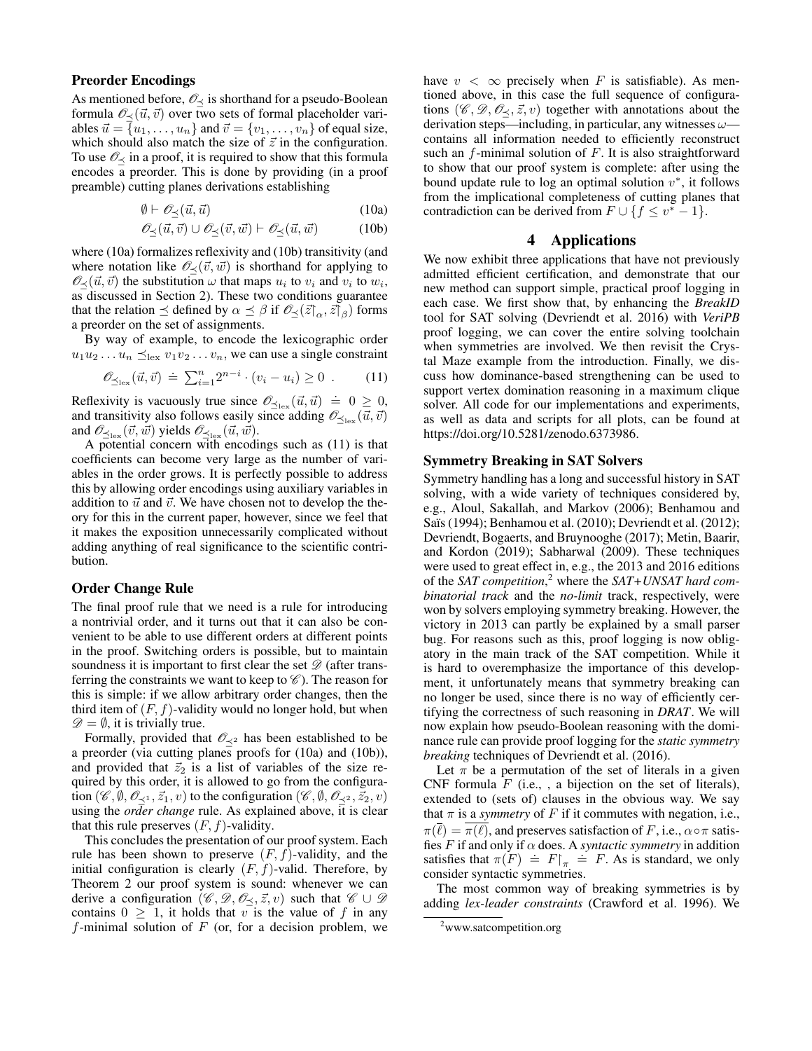### Preorder Encodings

As mentioned before, $\mathcal{O}_\preceq$ is shorthand for a pseudo-Boolean formula $\mathcal{O}_\preceq(\vec{u}, \vec{v})$ over two sets of formal placeholder variables $\vec{u} = \{u_1, \ldots, u_n\}$ and $\vec{v} = \{v_1, \ldots, v_n\}$ of equal size, which should also match the size of $\vec{z}$ in the configuration. To use $\mathcal{O}_\preceq$ in a proof, it is required to show that this formula encodes a preorder. This is done by providing (in a proof preamble) cutting planes derivations establishing

$$\emptyset \vdash \mathcal{O}_\preceq(\vec{u}, \vec{u}) \tag{10a}$$

$$\mathcal{O}_\preceq(\vec{u}, \vec{v}) \cup \mathcal{O}_\preceq(\vec{v}, \vec{w}) \vdash \mathcal{O}_\preceq(\vec{u}, \vec{w}) \tag{10b}$$

where (10a) formalizes reflexivity and (10b) transitivity (and where notation like $\mathcal{O}_\preceq(\vec{v}, \vec{w})$ is shorthand for applying to $\mathcal{O}_\preceq(\vec{u}, \vec{v})$ the substitution $\omega$ that maps $u_i$ to $v_i$ and $v_i$ to $w_i$, as discussed in Section 2). These two conditions guarantee that the relation $\preceq$ defined by $\alpha \preceq \beta$ if $\mathcal{O}_\preceq(\vec{z}\!\upharpoonright_\alpha, \vec{z}\!\upharpoonright_\beta)$ forms a preorder on the set of assignments.

By way of example, to encode the lexicographic order $u_1 u_2 \ldots u_n \preceq_{\text{lex}} v_1 v_2 \ldots v_n$, we can use a single constraint

$$\mathcal{O}_{\preceq_{\text{lex}}}(\vec{u}, \vec{v}) \doteq \textstyle\sum_{i=1}^{n} 2^{n-i} \cdot (v_i - u_i) \geq 0 \ . \tag{11}$$

Reflexivity is vacuously true since $\mathcal{O}_{\preceq_{\text{lex}}}(\vec{u}, \vec{u}) \doteq 0 \geq 0$, and transitivity also follows easily since adding $\mathcal{O}_{\preceq_{\text{lex}}}(\vec{u}, \vec{v})$ and $\mathcal{O}_{\preceq_{\text{lex}}}(\vec{v}, \vec{w})$ yields $\mathcal{O}_{\preceq_{\text{lex}}}(\vec{u}, \vec{w})$.

A potential concern with encodings such as (11) is that coefficients can become very large as the number of variables in the order grows. It is perfectly possible to address this by allowing order encodings using auxiliary variables in addition to $\vec{u}$ and $\vec{v}$. We have chosen not to develop the theory for this in the current paper, however, since we feel that it makes the exposition unnecessarily complicated without adding anything of real significance to the scientific contribution.

### Order Change Rule

The final proof rule that we need is a rule for introducing a nontrivial order, and it turns out that it can also be convenient to be able to use different orders at different points in the proof. Switching orders is possible, but to maintain soundness it is important to first clear the set $\mathcal{D}$ (after transferring the constraints we want to keep to $\mathcal{C}$). The reason for this is simple: if we allow arbitrary order changes, then the third item of $(F, f)$-validity would no longer hold, but when $\mathcal{D} = \emptyset$, it is trivially true.

Formally, provided that $\mathcal{O}_{\preceq^2}$ has been established to be a preorder (via cutting planes proofs for (10a) and (10b)), and provided that $\vec{z}_2$ is a list of variables of the size required by this order, it is allowed to go from the configuration $(\mathcal{C}, \emptyset, \mathcal{O}_{\preceq^1}, \vec{z}_1, v)$ to the configuration $(\mathcal{C}, \emptyset, \mathcal{O}_{\preceq^2}, \vec{z}_2, v)$ using the *order change* rule. As explained above, it is clear that this rule preserves $(F, f)$-validity.

This concludes the presentation of our proof system. Each rule has been shown to preserve $(F, f)$-validity, and the initial configuration is clearly $(F, f)$-valid. Therefore, by Theorem 2 our proof system is sound: whenever we can derive a configuration $(\mathcal{C}, \mathcal{D}, \mathcal{O}_\preceq, \vec{z}, v)$ such that $\mathcal{C} \cup \mathcal{D}$ contains $0 \geq 1$, it holds that $v$ is the value of $f$ in any $f$-minimal solution of $F$ (or, for a decision problem, we have $v < \infty$ precisely when $F$ is satisfiable). As mentioned above, in this case the full sequence of configurations $(\mathcal{C}, \mathcal{D}, \mathcal{O}_\preceq, \vec{z}, v)$ together with annotations about the derivation steps—including, in particular, any witnesses $\omega$—contains all information needed to efficiently reconstruct such an $f$-minimal solution of $F$. It is also straightforward to show that our proof system is complete: after using the bound update rule to log an optimal solution $v^*$, it follows from the implicational completeness of cutting planes that contradiction can be derived from $F \cup \{f \leq v^* - 1\}$.

## 4 Applications

We now exhibit three applications that have not previously admitted efficient certification, and demonstrate that our new method can support simple, practical proof logging in each case. We first show that, by enhancing the *BreakID* tool for SAT solving (Devriendt et al. 2016) with *VeriPB* proof logging, we can cover the entire solving toolchain when symmetries are involved. We then revisit the Crystal Maze example from the introduction. Finally, we discuss how dominance-based strengthening can be used to support vertex domination reasoning in a maximum clique solver. All code for our implementations and experiments, as well as data and scripts for all plots, can be found at https://doi.org/10.5281/zenodo.6373986.

### Symmetry Breaking in SAT Solvers

Symmetry handling has a long and successful history in SAT solving, with a wide variety of techniques considered by, e.g., Aloul, Sakallah, and Markov (2006); Benhamou and Saïs (1994); Benhamou et al. (2010); Devriendt et al. (2012); Devriendt, Bogaerts, and Bruynooghe (2017); Metin, Baarir, and Kordon (2019); Sabharwal (2009). These techniques were used to great effect in, e.g., the 2013 and 2016 editions of the *SAT competition*,[2] where the *SAT+UNSAT hard combinatorial track* and the *no-limit* track, respectively, were won by solvers employing symmetry breaking. However, the victory in 2013 can partly be explained by a small parser bug. For reasons such as this, proof logging is now obligatory in the main track of the SAT competition. While it is hard to overemphasize the importance of this development, it unfortunately means that symmetry breaking can no longer be used, since there is no way of efficiently certifying the correctness of such reasoning in *DRAT*. We will now explain how pseudo-Boolean reasoning with the dominance rule can provide proof logging for the *static symmetry breaking* techniques of Devriendt et al. (2016).

Let $\pi$ be a permutation of the set of literals in a given CNF formula $F$ (i.e., , a bijection on the set of literals), extended to (sets of) clauses in the obvious way. We say that $\pi$ is a *symmetry* of $F$ if it commutes with negation, i.e., $\pi(\overline{\ell}) = \overline{\pi(\ell)}$, and preserves satisfaction of $F$, i.e., $\alpha \circ \pi$ satisfies $F$ if and only if $\alpha$ does. A *syntactic symmetry* in addition satisfies that $\pi(F) \doteq F\!\upharpoonright_\pi \doteq F$. As is standard, we only consider syntactic symmetries.

The most common way of breaking symmetries is by adding *lex-leader constraints* (Crawford et al. 1996). We

[2] www.satcompetition.org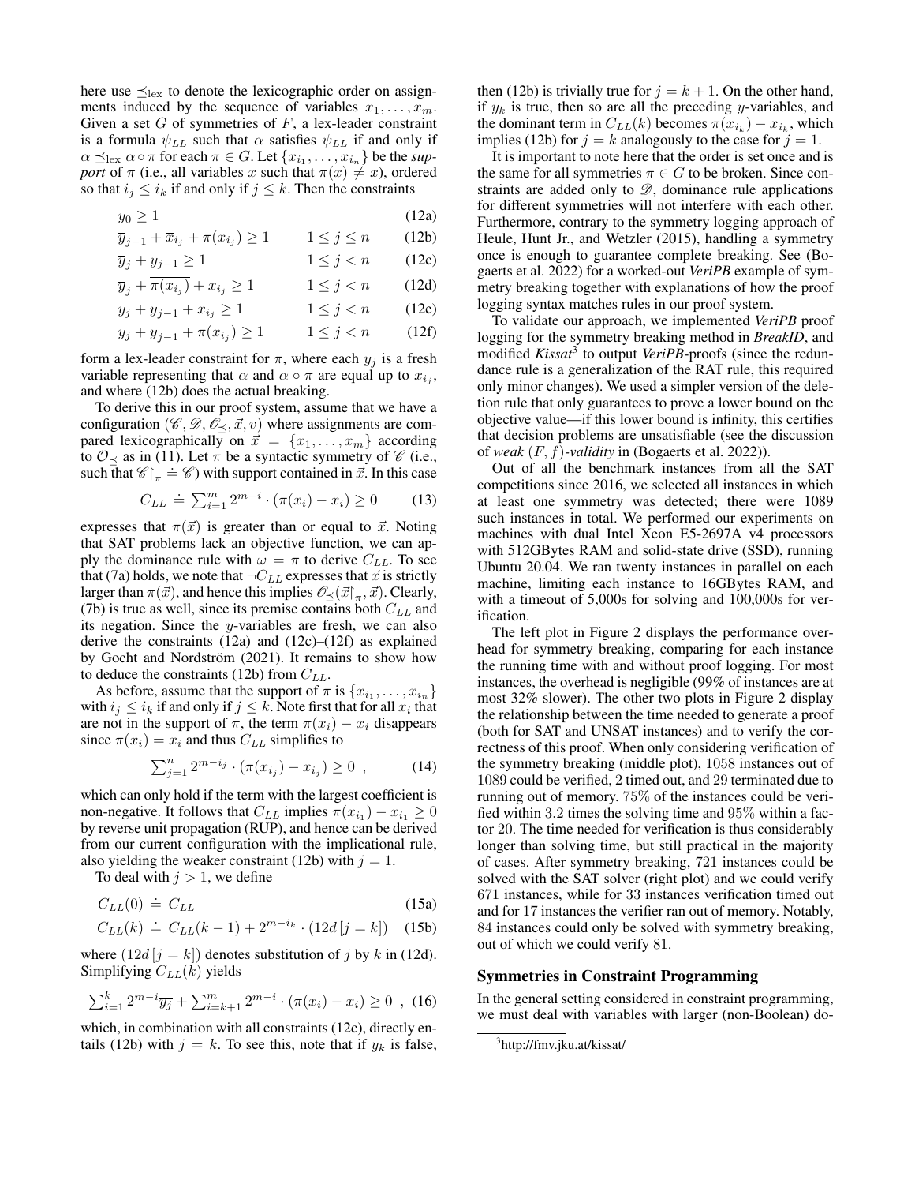here use $\preceq_{\text{lex}}$ to denote the lexicographic order on assignments induced by the sequence of variables $x_1, \ldots, x_m$. Given a set $G$ of symmetries of $F$, a lex-leader constraint is a formula $\psi_{LL}$ such that $\alpha$ satisfies $\psi_{LL}$ if and only if $\alpha \preceq_{\text{lex}} \alpha \circ \pi$ for each $\pi \in G$. Let $\{x_{i_1}, \ldots, x_{i_n}\}$ be the *support* of $\pi$ (i.e., all variables $x$ such that $\pi(x) \neq x$), ordered so that $i_j \leq i_k$ if and only if $j \leq k$. Then the constraints

$$y_0 \geq 1 \tag{12a}$$

$$\overline{y}_{j-1} + \overline{x}_{i_j} + \pi(x_{i_j}) \geq 1 \qquad 1 \leq j \leq n \tag{12b}$$

$$\overline{y}_j + y_{j-1} \geq 1 \qquad 1 \leq j < n \tag{12c}$$

$$\overline{y}_j + \overline{\pi(x_{i_j})} + x_{i_j} \geq 1 \qquad 1 \leq j < n \tag{12d}$$

$$y_j + \overline{y}_{j-1} + \overline{x}_{i_j} \geq 1 \qquad 1 \leq j < n \tag{12e}$$

$$y_j + \overline{y}_{j-1} + \pi(x_{i_j}) \geq 1 \qquad 1 \leq j < n \tag{12f}$$

form a lex-leader constraint for $\pi$, where each $y_j$ is a fresh variable representing that $\alpha$ and $\alpha \circ \pi$ are equal up to $x_{i_j}$, and where (12b) does the actual breaking.

To derive this in our proof system, assume that we have a configuration $(\mathscr{C}, \mathscr{D}, \mathscr{O}_{\preceq}, \vec{x}, v)$ where assignments are compared lexicographically on $\vec{x} = \{x_1, \ldots, x_m\}$ according to $\mathcal{O}_{\preceq}$ as in (11). Let $\pi$ be a syntactic symmetry of $\mathscr{C}$ (i.e., such that $\mathscr{C}{\restriction_\pi} \doteq \mathscr{C}$) with support contained in $\vec{x}$. In this case

$$C_{LL} \doteq \sum_{i=1}^{m} 2^{m-i} \cdot (\pi(x_i) - x_i) \geq 0 \tag{13}$$

expresses that $\pi(\vec{x})$ is greater than or equal to $\vec{x}$. Noting that SAT problems lack an objective function, we can apply the dominance rule with $\omega = \pi$ to derive $C_{LL}$. To see that (7a) holds, we note that $\neg C_{LL}$ expresses that $\vec{x}$ is strictly larger than $\pi(\vec{x})$, and hence this implies $\mathscr{O}_{\preceq}(\vec{x}{\restriction_\pi}, \vec{x})$. Clearly, (7b) is true as well, since its premise contains both $C_{LL}$ and its negation. Since the $y$-variables are fresh, we can also derive the constraints (12a) and (12c)–(12f) as explained by Gocht and Nordström (2021). It remains to show how to deduce the constraints (12b) from $C_{LL}$.

As before, assume that the support of $\pi$ is $\{x_{i_1}, \ldots, x_{i_n}\}$ with $i_j \leq i_k$ if and only if $j \leq k$. Note first that for all $x_i$ that are not in the support of $\pi$, the term $\pi(x_i) - x_i$ disappears since $\pi(x_i) = x_i$ and thus $C_{LL}$ simplifies to

$$\sum_{j=1}^{n} 2^{m-i_j} \cdot (\pi(x_{i_j}) - x_{i_j}) \geq 0 \ , \tag{14}$$

which can only hold if the term with the largest coefficient is non-negative. It follows that $C_{LL}$ implies $\pi(x_{i_1}) - x_{i_1} \geq 0$ by reverse unit propagation (RUP), and hence can be derived from our current configuration with the implicational rule, also yielding the weaker constraint (12b) with $j = 1$.

To deal with $j > 1$, we define

$$C_{LL}(0) \doteq C_{LL} \tag{15a}$$

$$C_{LL}(k) \doteq C_{LL}(k-1) + 2^{m-i_k} \cdot (12d\,[j = k]) \tag{15b}$$

where $(12d\,[j = k])$ denotes substitution of $j$ by $k$ in (12d). Simplifying $C_{LL}(k)$ yields

$$\sum_{i=1}^{k} 2^{m-i}\overline{y_j} + \sum_{i=k+1}^{m} 2^{m-i} \cdot (\pi(x_i) - x_i) \geq 0 \ , \tag{16}$$

which, in combination with all constraints (12c), directly entails (12b) with $j = k$. To see this, note that if $y_k$ is false, then (12b) is trivially true for $j = k + 1$. On the other hand, if $y_k$ is true, then so are all the preceding $y$-variables, and the dominant term in $C_{LL}(k)$ becomes $\pi(x_{i_k}) - x_{i_k}$, which implies (12b) for $j = k$ analogously to the case for $j = 1$.

It is important to note here that the order is set once and is the same for all symmetries $\pi \in G$ to be broken. Since constraints are added only to $\mathscr{D}$, dominance rule applications for different symmetries will not interfere with each other. Furthermore, contrary to the symmetry logging approach of Heule, Hunt Jr., and Wetzler (2015), handling a symmetry once is enough to guarantee complete breaking. See (Bogaerts et al. 2022) for a worked-out *VeriPB* example of symmetry breaking together with explanations of how the proof logging syntax matches rules in our proof system.

To validate our approach, we implemented *VeriPB* proof logging for the symmetry breaking method in *BreakID*, and modified *Kissat*[3] to output *VeriPB*-proofs (since the redundance rule is a generalization of the RAT rule, this required only minor changes). We used a simpler version of the deletion rule that only guarantees to prove a lower bound on the objective value—if this lower bound is infinity, this certifies that decision problems are unsatisfiable (see the discussion of *weak* $(F, f)$*-validity* in (Bogaerts et al. 2022)).

Out of all the benchmark instances from all the SAT competitions since 2016, we selected all instances in which at least one symmetry was detected; there were 1089 such instances in total. We performed our experiments on machines with dual Intel Xeon E5-2697A v4 processors with 512GBytes RAM and solid-state drive (SSD), running Ubuntu 20.04. We ran twenty instances in parallel on each machine, limiting each instance to 16GBytes RAM, and with a timeout of 5,000s for solving and 100,000s for verification.

The left plot in Figure 2 displays the performance overhead for symmetry breaking, comparing for each instance the running time with and without proof logging. For most instances, the overhead is negligible (99% of instances are at most 32% slower). The other two plots in Figure 2 display the relationship between the time needed to generate a proof (both for SAT and UNSAT instances) and to verify the correctness of this proof. When only considering verification of the symmetry breaking (middle plot), 1058 instances out of 1089 could be verified, 2 timed out, and 29 terminated due to running out of memory. 75% of the instances could be verified within 3.2 times the solving time and 95% within a factor 20. The time needed for verification is thus considerably longer than solving time, but still practical in the majority of cases. After symmetry breaking, 721 instances could be solved with the SAT solver (right plot) and we could verify 671 instances, while for 33 instances verification timed out and for 17 instances the verifier ran out of memory. Notably, 84 instances could only be solved with symmetry breaking, out of which we could verify 81.

## Symmetries in Constraint Programming

In the general setting considered in constraint programming, we must deal with variables with larger (non-Boolean) do-

[3] http://fmv.jku.at/kissat/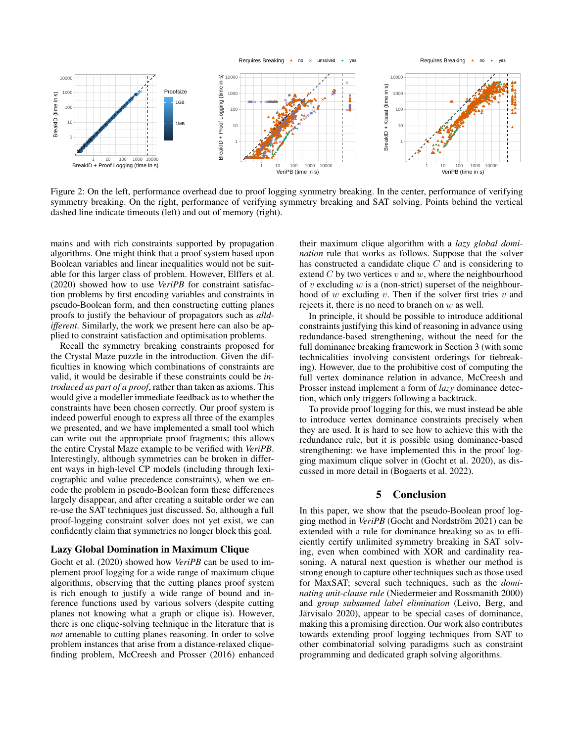Figure 2: On the left, performance overhead due to proof logging symmetry breaking. In the center, performance of verifying symmetry breaking. On the right, performance of verifying symmetry breaking and SAT solving. Points behind the vertical dashed line indicate timeouts (left) and out of memory (right).

mains and with rich constraints supported by propagation algorithms. One might think that a proof system based upon Boolean variables and linear inequalities would not be suitable for this larger class of problem. However, Elffers et al. (2020) showed how to use *VeriPB* for constraint satisfaction problems by first encoding variables and constraints in pseudo-Boolean form, and then constructing cutting planes proofs to justify the behaviour of propagators such as *alldifferent*. Similarly, the work we present here can also be applied to constraint satisfaction and optimisation problems.

Recall the symmetry breaking constraints proposed for the Crystal Maze puzzle in the introduction. Given the difficulties in knowing which combinations of constraints are valid, it would be desirable if these constraints could be *introduced as part of a proof*, rather than taken as axioms. This would give a modeller immediate feedback as to whether the constraints have been chosen correctly. Our proof system is indeed powerful enough to express all three of the examples we presented, and we have implemented a small tool which can write out the appropriate proof fragments; this allows the entire Crystal Maze example to be verified with *VeriPB*. Interestingly, although symmetries can be broken in different ways in high-level CP models (including through lexicographic and value precedence constraints), when we encode the problem in pseudo-Boolean form these differences largely disappear, and after creating a suitable order we can re-use the SAT techniques just discussed. So, although a full proof-logging constraint solver does not yet exist, we can confidently claim that symmetries no longer block this goal.

### Lazy Global Domination in Maximum Clique

Gocht et al. (2020) showed how *VeriPB* can be used to implement proof logging for a wide range of maximum clique algorithms, observing that the cutting planes proof system is rich enough to justify a wide range of bound and inference functions used by various solvers (despite cutting planes not knowing what a graph or clique is). However, there is one clique-solving technique in the literature that is *not* amenable to cutting planes reasoning. In order to solve problem instances that arise from a distance-relaxed clique-finding problem, McCreesh and Prosser (2016) enhanced their maximum clique algorithm with a *lazy global domination* rule that works as follows. Suppose that the solver has constructed a candidate clique $C$ and is considering to extend $C$ by two vertices $v$ and $w$, where the neighbourhood of $v$ excluding $w$ is a (non-strict) superset of the neighbourhood of $w$ excluding $v$. Then if the solver first tries $v$ and rejects it, there is no need to branch on $w$ as well.

In principle, it should be possible to introduce additional constraints justifying this kind of reasoning in advance using redundance-based strengthening, without the need for the full dominance breaking framework in Section 3 (with some technicalities involving consistent orderings for tiebreaking). However, due to the prohibitive cost of computing the full vertex dominance relation in advance, McCreesh and Prosser instead implement a form of *lazy* dominance detection, which only triggers following a backtrack.

To provide proof logging for this, we must instead be able to introduce vertex dominance constraints precisely when they are used. It is hard to see how to achieve this with the redundance rule, but it is possible using dominance-based strengthening: we have implemented this in the proof logging maximum clique solver in (Gocht et al. 2020), as discussed in more detail in (Bogaerts et al. 2022).

## 5 Conclusion

In this paper, we show that the pseudo-Boolean proof logging method in *VeriPB* (Gocht and Nordström 2021) can be extended with a rule for dominance breaking so as to efficiently certify unlimited symmetry breaking in SAT solving, even when combined with XOR and cardinality reasoning. A natural next question is whether our method is strong enough to capture other techniques such as those used for MaxSAT; several such techniques, such as the *dominating unit-clause rule* (Niedermeier and Rossmanith 2000) and *group subsumed label elimination* (Leivo, Berg, and Järvisalo 2020), appear to be special cases of dominance, making this a promising direction. Our work also contributes towards extending proof logging techniques from SAT to other combinatorial solving paradigms such as constraint programming and dedicated graph solving algorithms.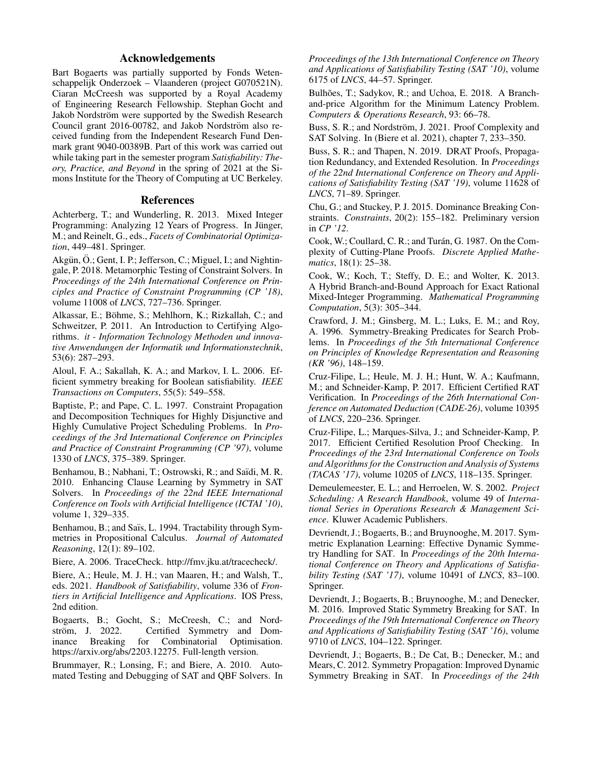## Acknowledgements

Bart Bogaerts was partially supported by Fonds Wetenschappelijk Onderzoek – Vlaanderen (project G070521N). Ciaran McCreesh was supported by a Royal Academy of Engineering Research Fellowship. Stephan Gocht and Jakob Nordström were supported by the Swedish Research Council grant 2016-00782, and Jakob Nordström also received funding from the Independent Research Fund Denmark grant 9040-00389B. Part of this work was carried out while taking part in the semester program *Satisfiability: Theory, Practice, and Beyond* in the spring of 2021 at the Simons Institute for the Theory of Computing at UC Berkeley.

## References

Achterberg, T.; and Wunderling, R. 2013. Mixed Integer Programming: Analyzing 12 Years of Progress. In Jünger, M.; and Reinelt, G., eds., *Facets of Combinatorial Optimization*, 449–481. Springer.

Akgün, Ö.; Gent, I. P.; Jefferson, C.; Miguel, I.; and Nightingale, P. 2018. Metamorphic Testing of Constraint Solvers. In *Proceedings of the 24th International Conference on Principles and Practice of Constraint Programming (CP '18)*, volume 11008 of *LNCS*, 727–736. Springer.

Alkassar, E.; Böhme, S.; Mehlhorn, K.; Rizkallah, C.; and Schweitzer, P. 2011. An Introduction to Certifying Algorithms. *it - Information Technology Methoden und innovative Anwendungen der Informatik und Informationstechnik*, 53(6): 287–293.

Aloul, F. A.; Sakallah, K. A.; and Markov, I. L. 2006. Efficient symmetry breaking for Boolean satisfiability. *IEEE Transactions on Computers*, 55(5): 549–558.

Baptiste, P.; and Pape, C. L. 1997. Constraint Propagation and Decomposition Techniques for Highly Disjunctive and Highly Cumulative Project Scheduling Problems. In *Proceedings of the 3rd International Conference on Principles and Practice of Constraint Programming (CP '97)*, volume 1330 of *LNCS*, 375–389. Springer.

Benhamou, B.; Nabhani, T.; Ostrowski, R.; and Saïdi, M. R. 2010. Enhancing Clause Learning by Symmetry in SAT Solvers. In *Proceedings of the 22nd IEEE International Conference on Tools with Artificial Intelligence (ICTAI '10)*, volume 1, 329–335.

Benhamou, B.; and Saïs, L. 1994. Tractability through Symmetries in Propositional Calculus. *Journal of Automated Reasoning*, 12(1): 89–102.

Biere, A. 2006. TraceCheck. http://fmv.jku.at/tracecheck/.

Biere, A.; Heule, M. J. H.; van Maaren, H.; and Walsh, T., eds. 2021. *Handbook of Satisfiability*, volume 336 of *Frontiers in Artificial Intelligence and Applications*. IOS Press, 2nd edition.

Bogaerts, B.; Gocht, S.; McCreesh, C.; and Nordström, J. 2022. Certified Symmetry and Dominance Breaking for Combinatorial Optimisation. https://arxiv.org/abs/2203.12275. Full-length version.

Brummayer, R.; Lonsing, F.; and Biere, A. 2010. Automated Testing and Debugging of SAT and QBF Solvers. In *Proceedings of the 13th International Conference on Theory and Applications of Satisfiability Testing (SAT '10)*, volume 6175 of *LNCS*, 44–57. Springer.

Bulhões, T.; Sadykov, R.; and Uchoa, E. 2018. A Branch-and-price Algorithm for the Minimum Latency Problem. *Computers & Operations Research*, 93: 66–78.

Buss, S. R.; and Nordström, J. 2021. Proof Complexity and SAT Solving. In (Biere et al. 2021), chapter 7, 233–350.

Buss, S. R.; and Thapen, N. 2019. DRAT Proofs, Propagation Redundancy, and Extended Resolution. In *Proceedings of the 22nd International Conference on Theory and Applications of Satisfiability Testing (SAT '19)*, volume 11628 of *LNCS*, 71–89. Springer.

Chu, G.; and Stuckey, P. J. 2015. Dominance Breaking Constraints. *Constraints*, 20(2): 155–182. Preliminary version in *CP '12*.

Cook, W.; Coullard, C. R.; and Turán, G. 1987. On the Complexity of Cutting-Plane Proofs. *Discrete Applied Mathematics*, 18(1): 25–38.

Cook, W.; Koch, T.; Steffy, D. E.; and Wolter, K. 2013. A Hybrid Branch-and-Bound Approach for Exact Rational Mixed-Integer Programming. *Mathematical Programming Computation*, 5(3): 305–344.

Crawford, J. M.; Ginsberg, M. L.; Luks, E. M.; and Roy, A. 1996. Symmetry-Breaking Predicates for Search Problems. In *Proceedings of the 5th International Conference on Principles of Knowledge Representation and Reasoning (KR '96)*, 148–159.

Cruz-Filipe, L.; Heule, M. J. H.; Hunt, W. A.; Kaufmann, M.; and Schneider-Kamp, P. 2017. Efficient Certified RAT Verification. In *Proceedings of the 26th International Conference on Automated Deduction (CADE-26)*, volume 10395 of *LNCS*, 220–236. Springer.

Cruz-Filipe, L.; Marques-Silva, J.; and Schneider-Kamp, P. 2017. Efficient Certified Resolution Proof Checking. In *Proceedings of the 23rd International Conference on Tools and Algorithms for the Construction and Analysis of Systems (TACAS '17)*, volume 10205 of *LNCS*, 118–135. Springer.

Demeulemeester, E. L.; and Herroelen, W. S. 2002. *Project Scheduling: A Research Handbook*, volume 49 of *International Series in Operations Research & Management Science*. Kluwer Academic Publishers.

Devriendt, J.; Bogaerts, B.; and Bruynooghe, M. 2017. Symmetric Explanation Learning: Effective Dynamic Symmetry Handling for SAT. In *Proceedings of the 20th International Conference on Theory and Applications of Satisfiability Testing (SAT '17)*, volume 10491 of *LNCS*, 83–100. Springer.

Devriendt, J.; Bogaerts, B.; Bruynooghe, M.; and Denecker, M. 2016. Improved Static Symmetry Breaking for SAT. In *Proceedings of the 19th International Conference on Theory and Applications of Satisfiability Testing (SAT '16)*, volume 9710 of *LNCS*, 104–122. Springer.

Devriendt, J.; Bogaerts, B.; De Cat, B.; Denecker, M.; and Mears, C. 2012. Symmetry Propagation: Improved Dynamic Symmetry Breaking in SAT. In *Proceedings of the 24th*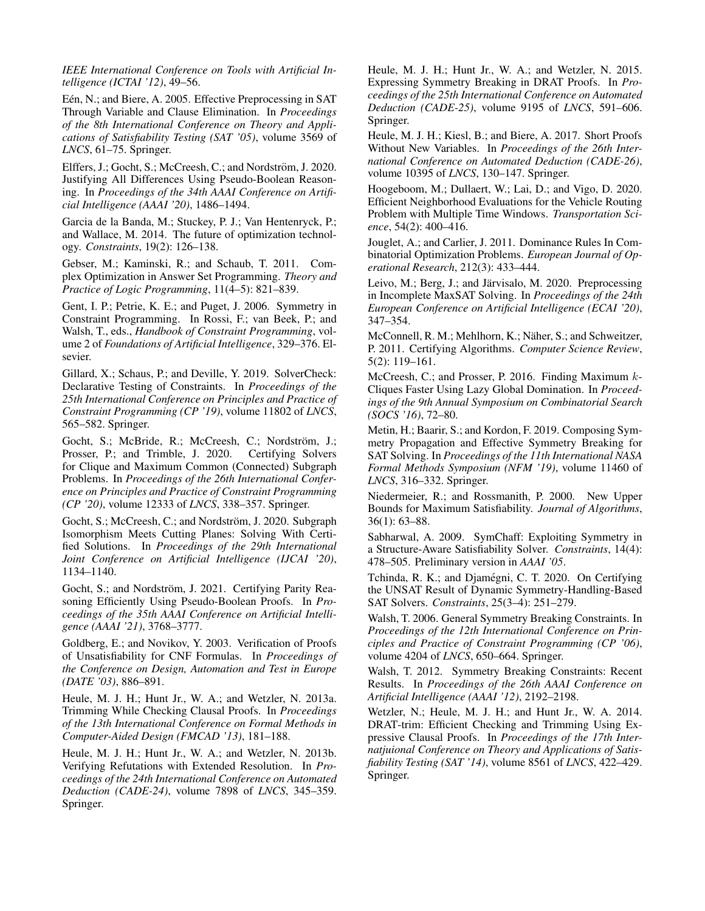*IEEE International Conference on Tools with Artificial Intelligence (ICTAI '12)*, 49–56.

Eén, N.; and Biere, A. 2005. Effective Preprocessing in SAT Through Variable and Clause Elimination. In *Proceedings of the 8th International Conference on Theory and Applications of Satisfiability Testing (SAT '05)*, volume 3569 of *LNCS*, 61–75. Springer.

Elffers, J.; Gocht, S.; McCreesh, C.; and Nordström, J. 2020. Justifying All Differences Using Pseudo-Boolean Reasoning. In *Proceedings of the 34th AAAI Conference on Artificial Intelligence (AAAI '20)*, 1486–1494.

Garcia de la Banda, M.; Stuckey, P. J.; Van Hentenryck, P.; and Wallace, M. 2014. The future of optimization technology. *Constraints*, 19(2): 126–138.

Gebser, M.; Kaminski, R.; and Schaub, T. 2011. Complex Optimization in Answer Set Programming. *Theory and Practice of Logic Programming*, 11(4–5): 821–839.

Gent, I. P.; Petrie, K. E.; and Puget, J. 2006. Symmetry in Constraint Programming. In Rossi, F.; van Beek, P.; and Walsh, T., eds., *Handbook of Constraint Programming*, volume 2 of *Foundations of Artificial Intelligence*, 329–376. Elsevier.

Gillard, X.; Schaus, P.; and Deville, Y. 2019. SolverCheck: Declarative Testing of Constraints. In *Proceedings of the 25th International Conference on Principles and Practice of Constraint Programming (CP '19)*, volume 11802 of *LNCS*, 565–582. Springer.

Gocht, S.; McBride, R.; McCreesh, C.; Nordström, J.; Prosser, P.; and Trimble, J. 2020. Certifying Solvers for Clique and Maximum Common (Connected) Subgraph Problems. In *Proceedings of the 26th International Conference on Principles and Practice of Constraint Programming (CP '20)*, volume 12333 of *LNCS*, 338–357. Springer.

Gocht, S.; McCreesh, C.; and Nordström, J. 2020. Subgraph Isomorphism Meets Cutting Planes: Solving With Certified Solutions. In *Proceedings of the 29th International Joint Conference on Artificial Intelligence (IJCAI '20)*, 1134–1140.

Gocht, S.; and Nordström, J. 2021. Certifying Parity Reasoning Efficiently Using Pseudo-Boolean Proofs. In *Proceedings of the 35th AAAI Conference on Artificial Intelligence (AAAI '21)*, 3768–3777.

Goldberg, E.; and Novikov, Y. 2003. Verification of Proofs of Unsatisfiability for CNF Formulas. In *Proceedings of the Conference on Design, Automation and Test in Europe (DATE '03)*, 886–891.

Heule, M. J. H.; Hunt Jr., W. A.; and Wetzler, N. 2013a. Trimming While Checking Clausal Proofs. In *Proceedings of the 13th International Conference on Formal Methods in Computer-Aided Design (FMCAD '13)*, 181–188.

Heule, M. J. H.; Hunt Jr., W. A.; and Wetzler, N. 2013b. Verifying Refutations with Extended Resolution. In *Proceedings of the 24th International Conference on Automated Deduction (CADE-24)*, volume 7898 of *LNCS*, 345–359. Springer.

Heule, M. J. H.; Hunt Jr., W. A.; and Wetzler, N. 2015. Expressing Symmetry Breaking in DRAT Proofs. In *Proceedings of the 25th International Conference on Automated Deduction (CADE-25)*, volume 9195 of *LNCS*, 591–606. Springer.

Heule, M. J. H.; Kiesl, B.; and Biere, A. 2017. Short Proofs Without New Variables. In *Proceedings of the 26th International Conference on Automated Deduction (CADE-26)*, volume 10395 of *LNCS*, 130–147. Springer.

Hoogeboom, M.; Dullaert, W.; Lai, D.; and Vigo, D. 2020. Efficient Neighborhood Evaluations for the Vehicle Routing Problem with Multiple Time Windows. *Transportation Science*, 54(2): 400–416.

Jouglet, A.; and Carlier, J. 2011. Dominance Rules In Combinatorial Optimization Problems. *European Journal of Operational Research*, 212(3): 433–444.

Leivo, M.; Berg, J.; and Järvisalo, M. 2020. Preprocessing in Incomplete MaxSAT Solving. In *Proceedings of the 24th European Conference on Artificial Intelligence (ECAI '20)*, 347–354.

McConnell, R. M.; Mehlhorn, K.; Näher, S.; and Schweitzer, P. 2011. Certifying Algorithms. *Computer Science Review*, 5(2): 119–161.

McCreesh, C.; and Prosser, P. 2016. Finding Maximum $k$-Cliques Faster Using Lazy Global Domination. In *Proceedings of the 9th Annual Symposium on Combinatorial Search (SOCS '16)*, 72–80.

Metin, H.; Baarir, S.; and Kordon, F. 2019. Composing Symmetry Propagation and Effective Symmetry Breaking for SAT Solving. In *Proceedings of the 11th International NASA Formal Methods Symposium (NFM '19)*, volume 11460 of *LNCS*, 316–332. Springer.

Niedermeier, R.; and Rossmanith, P. 2000. New Upper Bounds for Maximum Satisfiability. *Journal of Algorithms*, 36(1): 63–88.

Sabharwal, A. 2009. SymChaff: Exploiting Symmetry in a Structure-Aware Satisfiability Solver. *Constraints*, 14(4): 478–505. Preliminary version in *AAAI '05*.

Tchinda, R. K.; and Djamégni, C. T. 2020. On Certifying the UNSAT Result of Dynamic Symmetry-Handling-Based SAT Solvers. *Constraints*, 25(3–4): 251–279.

Walsh, T. 2006. General Symmetry Breaking Constraints. In *Proceedings of the 12th International Conference on Principles and Practice of Constraint Programming (CP '06)*, volume 4204 of *LNCS*, 650–664. Springer.

Walsh, T. 2012. Symmetry Breaking Constraints: Recent Results. In *Proceedings of the 26th AAAI Conference on Artificial Intelligence (AAAI '12)*, 2192–2198.

Wetzler, N.; Heule, M. J. H.; and Hunt Jr., W. A. 2014. DRAT-trim: Efficient Checking and Trimming Using Expressive Clausal Proofs. In *Proceedings of the 17th Internatjuional Conference on Theory and Applications of Satisfiability Testing (SAT '14)*, volume 8561 of *LNCS*, 422–429. Springer.